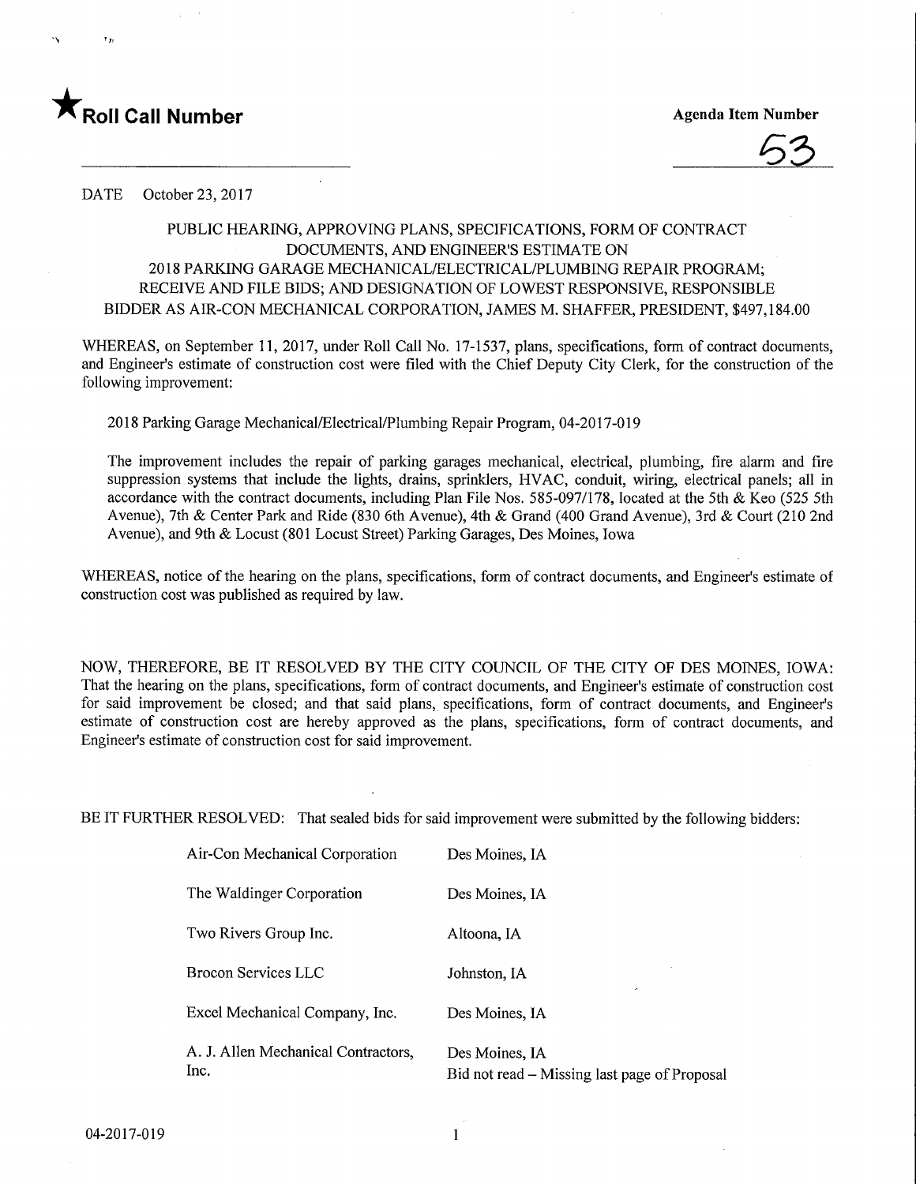★**Roll Call Number**

**Agenda Item Number**

53

DATE October 23, 2017

PUBLIC HEARING, APPROVING PLANS, SPECIFICATIONS, FORM OF CONTRACT DOCUMENTS, AND ENGINEER'S ESTIMATE ON 2018 PARKING GARAGE MECHANICAL/ELECTRICAL/PLUMBING REPAIR PROGRAM; RECEIVE AND FILE BIDS; AND DESIGNATION OF LOWEST RESPONSIVE, RESPONSIBLE BIDDER AS AIR-CON MECHANICAL CORPORATION, JAMES M. SHAFFER, PRESIDENT, $497,184.00

WHEREAS, on September 11, 2017, under Roll Call No. 17-1537, plans, specifications, form of contract documents, and Engineer's estimate of construction cost were filed with the Chief Deputy City Clerk, for the construction of the following improvement:

2018 Parking Garage Mechanical/Electrical/Plumbing Repair Program, 04-2017-019

The improvement includes the repair of parking garages mechanical, electrical, plumbing, fire alarm and fire suppression systems that include the lights, drains, sprinklers, HVAC, conduit, wiring, electrical panels; all in accordance with the contract documents, including Plan File Nos. 585-097/178, located at the 5th & Keo (525 5th Avenue), 7th & Center Park and Ride (830 6th Avenue), 4th & Grand (400 Grand Avenue), 3rd & Court (210 2nd Avenue), and 9th & Locust (801 Locust Street) Parking Garages, Des Moines, Iowa

WHEREAS, notice of the hearing on the plans, specifications, form of contract documents, and Engineer's estimate of construction cost was published as required by law.

NOW, THEREFORE, BE IT RESOLVED BY THE CITY COUNCIL OF THE CITY OF DES MOINES, IOWA: That the hearing on the plans, specifications, form of contract documents, and Engineer's estimate of construction cost for said improvement be closed; and that said plans, specifications, form of contract documents, and Engineer's estimate of construction cost are hereby approved as the plans, specifications, form of contract documents, and Engineer's estimate of construction cost for said improvement.

BE IT FURTHER RESOLVED: That sealed bids for said improvement were submitted by the following bidders:

| | |
|---|---|
| Air-Con Mechanical Corporation | Des Moines, IA |
| The Waldinger Corporation | Des Moines, IA |
| Two Rivers Group Inc. | Altoona, IA |
| Brocon Services LLC | Johnston, IA |
| Excel Mechanical Company, Inc. | Des Moines, IA |
| A. J. Allen Mechanical Contractors, Inc. | Des Moines, IA<br>Bid not read – Missing last page of Proposal |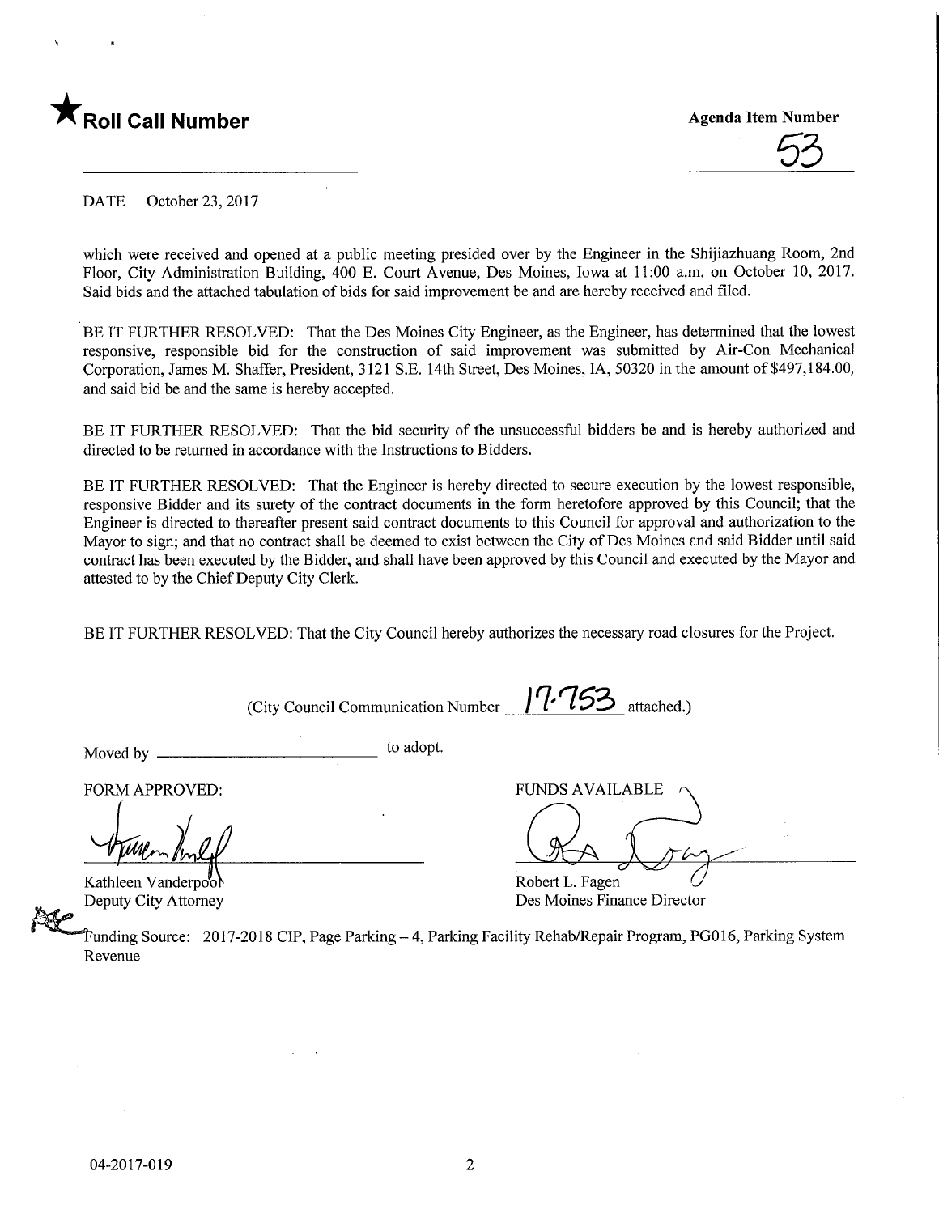★ **Roll Call Number**

**Agenda Item Number**

53

DATE October 23, 2017

which were received and opened at a public meeting presided over by the Engineer in the Shijiazhuang Room, 2nd Floor, City Administration Building, 400 E. Court Avenue, Des Moines, Iowa at 11:00 a.m. on October 10, 2017. Said bids and the attached tabulation of bids for said improvement be and are hereby received and filed.

BE IT FURTHER RESOLVED: That the Des Moines City Engineer, as the Engineer, has determined that the lowest responsive, responsible bid for the construction of said improvement was submitted by Air-Con Mechanical Corporation, James M. Shaffer, President, 3121 S.E. 14th Street, Des Moines, IA, 50320 in the amount of $497,184.00, and said bid be and the same is hereby accepted.

BE IT FURTHER RESOLVED: That the bid security of the unsuccessful bidders be and is hereby authorized and directed to be returned in accordance with the Instructions to Bidders.

BE IT FURTHER RESOLVED: That the Engineer is hereby directed to secure execution by the lowest responsible, responsive Bidder and its surety of the contract documents in the form heretofore approved by this Council; that the Engineer is directed to thereafter present said contract documents to this Council for approval and authorization to the Mayor to sign; and that no contract shall be deemed to exist between the City of Des Moines and said Bidder until said contract has been executed by the Bidder, and shall have been approved by this Council and executed by the Mayor and attested to by the Chief Deputy City Clerk.

BE IT FURTHER RESOLVED: That the City Council hereby authorizes the necessary road closures for the Project.

(City Council Communication Number 17-753 attached.)

Moved by ______________________ to adopt.

FORM APPROVED:

Kathleen Vanderpool
Deputy City Attorney

FUNDS AVAILABLE

Robert L. Fagen
Des Moines Finance Director

Funding Source: 2017-2018 CIP, Page Parking – 4, Parking Facility Rehab/Repair Program, PG016, Parking System Revenue

04-2017-019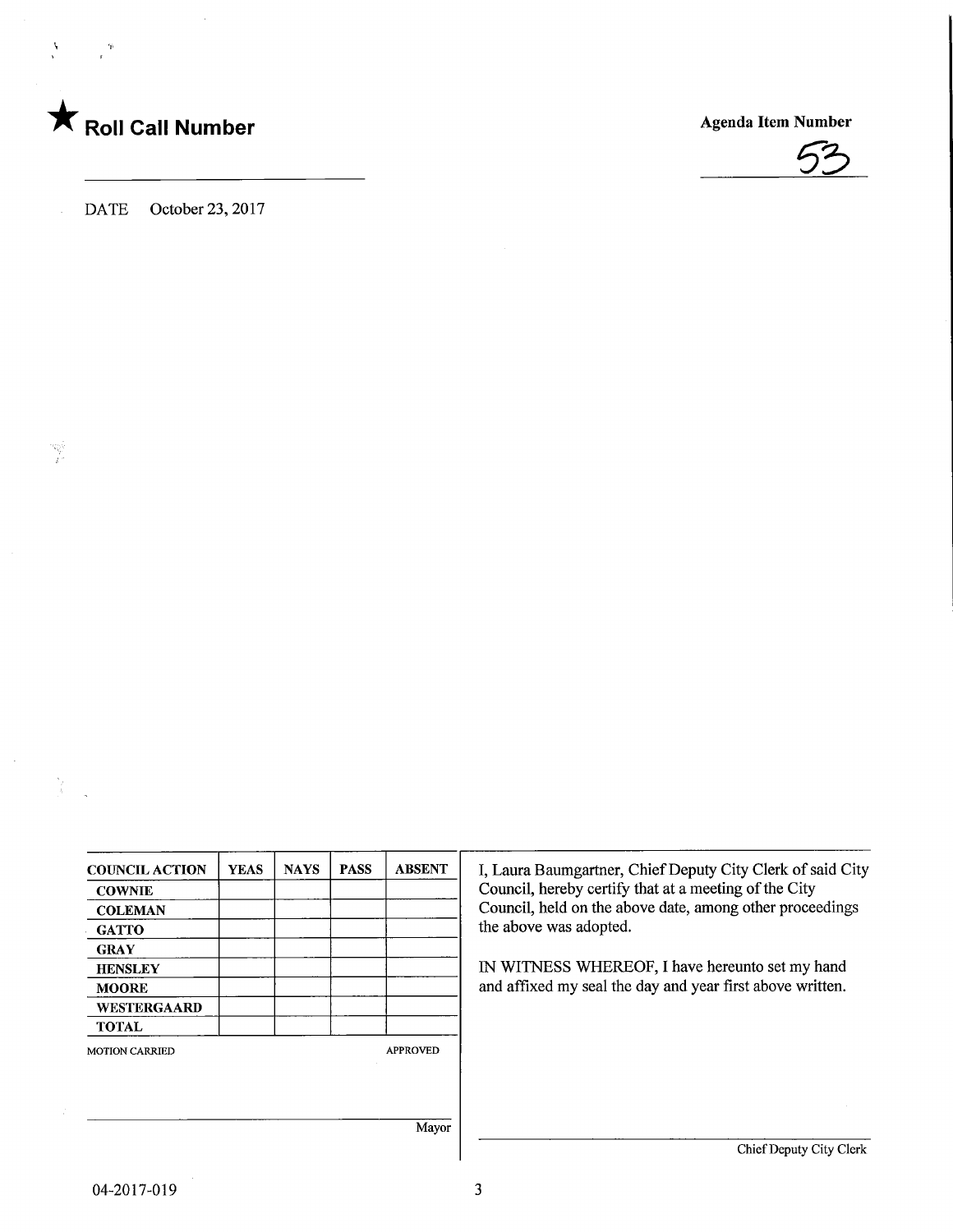★ **Roll Call Number**

**Agenda Item Number**

53

DATE October 23, 2017

| COUNCIL ACTION | YEAS | NAYS | PASS | ABSENT |
|---|---|---|---|---|
| COWNIE | | | | |
| COLEMAN | | | | |
| GATTO | | | | |
| GRAY | | | | |
| HENSLEY | | | | |
| MOORE | | | | |
| WESTERGAARD | | | | |
| TOTAL | | | | |

MOTION CARRIED APPROVED

Mayor

I, Laura Baumgartner, Chief Deputy City Clerk of said City Council, hereby certify that at a meeting of the City Council, held on the above date, among other proceedings the above was adopted.

IN WITNESS WHEREOF, I have hereunto set my hand and affixed my seal the day and year first above written.

Chief Deputy City Clerk

04-2017-019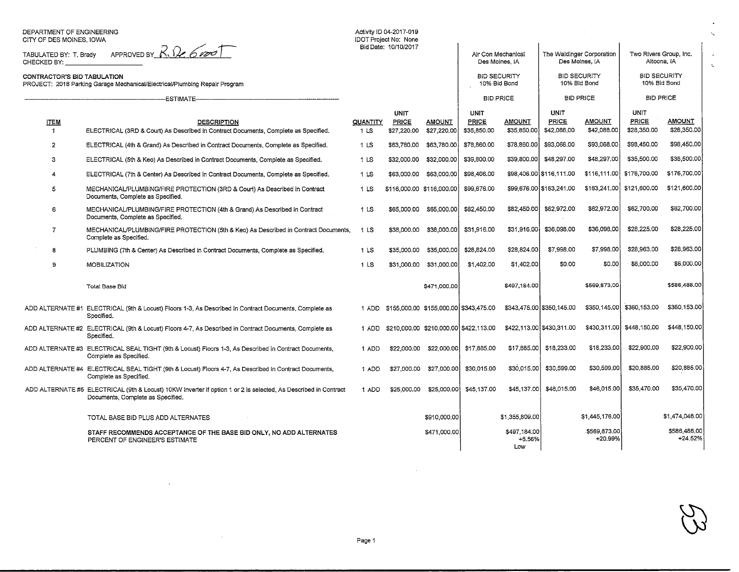DEPARTMENT OF ENGINEERING
CITY OF DES MOINES, IOWA

TABULATED BY: T. Brady APPROVED BY: R. De Groot
CHECKED BY: ____________________

Activity ID 04-2017-019
IDOT Project No: None
Bid Date: 10/10/2017

**CONTRACTOR'S BID TABULATION**
PROJECT: 2018 Parking Garage Mechanical/Electrical/Plumbing Repair Program

| | | | ESTIMATE | | Air Con Mechanical Des Moines, IA | | The Waldinger Corporation Des Moines, IA | | Two Rivers Group, Inc. Altoona, IA | |
|---|---|---|---|---|---|---|---|---|---|---|
| | | | | | BID SECURITY 10% Bid Bond | | BID SECURITY 10% Bid Bond | | BID SECURITY 10% Bid Bond | |
| | | | | | BID PRICE | | BID PRICE | | BID PRICE | |
| **ITEM** | **DESCRIPTION** | **QUANTITY** | **UNIT PRICE** | **AMOUNT** | **UNIT PRICE** | **AMOUNT** | **UNIT PRICE** | **AMOUNT** | **UNIT PRICE** | **AMOUNT** |
| 1 | ELECTRICAL (3RD & Court) As Described in Contract Documents, Complete as Specified. | 1 LS | $27,220.00 | $27,220.00 | $35,850.00 | $35,850.00 | $42,088.00 | $42,088.00 | $28,350.00 | $28,350.00 |
| 2 | ELECTRICAL (4th & Grand) As Described in Contract Documents, Complete as Specified. | 1 LS | $63,780.00 | $63,780.00 | $78,860.00 | $78,860.00 | $93,068.00 | $93,068.00 | $98,450.00 | $98,450.00 |
| 3 | ELECTRICAL (5th & Keo) As Described in Contract Documents, Complete as Specified. | 1 LS | $32,000.00 | $32,000.00 | $39,800.00 | $39,800.00 | $48,297.00 | $48,297.00 | $35,500.00 | $35,500.00 |
| 4 | ELECTRICAL (7th & Center) As Described in Contract Documents, Complete as Specified. | 1 LS | $63,000.00 | $63,000.00 | $98,406.00 | $98,406.00 | $116,111.00 | $116,111.00 | $176,700.00 | $176,700.00 |
| 5 | MECHANICAL/PLUMBING/FIRE PROTECTION (3RD & Court) As Described in Contract Documents, Complete as Specified. | 1 LS | $116,000.00 | $116,000.00 | $99,676.00 | $99,676.00 | $163,241.00 | $163,241.00 | $121,600.00 | $121,600.00 |
| 6 | MECHANICAL/PLUMBING/FIRE PROTECTION (4th & Grand) As Described in Contract Documents, Complete as Specified. | 1 LS | $65,000.00 | $65,000.00 | $82,450.00 | $82,450.00 | $62,972.00 | $62,972.00 | $62,700.00 | $62,700.00 |
| 7 | MECHANICAL/PLUMBING/FIRE PROTECTION (5th & Keo) As Described in Contract Documents, Complete as Specified. | 1 LS | $38,000.00 | $38,000.00 | $31,916.00 | $31,916.00 | $36,098.00 | $36,098.00 | $28,225.00 | $28,225.00 |
| 8 | PLUMBING (7th & Center) As Described in Contract Documents, Complete as Specified. | 1 LS | $35,000.00 | $35,000.00 | $28,824.00 | $28,824.00 | $7,998.00 | $7,998.00 | $28,963.00 | $28,963.00 |
| 9 | MOBILIZATION | 1 LS | $31,000.00 | $31,000.00 | $1,402.00 | $1,402.00 | $0.00 | $0.00 | $6,000.00 | $6,000.00 |
| | Total Base Bid | | | $471,000.00 | | $497,184.00 | | $569,873.00 | | $586,488.00 |
| ADD ALTERNATE #1 | ELECTRICAL (9th & Locust) Floors 1-3, As Described in Contract Documents, Complete as Specified. | 1 ADD | $155,000.00 | $155,000.00 | $343,475.00 | $343,475.00 | $350,145.00 | $350,145.00 | $360,153.00 | $360,153.00 |
| ADD ALTERNATE #2 | ELECTRICAL (9th & Locust) Floors 4-7, As Described in Contract Documents, Complete as Specified. | 1 ADD | $210,000.00 | $210,000.00 | $422,113.00 | $422,113.00 | $430,311.00 | $430,311.00 | $448,150.00 | $448,150.00 |
| ADD ALTERNATE #3 | ELECTRICAL SEAL TIGHT (9th & Locust) Floors 1-3, As Described in Contract Documents, Complete as Specified. | 1 ADD | $22,000.00 | $22,000.00 | $17,885.00 | $17,885.00 | $18,233.00 | $18,233.00 | $22,900.00 | $22,900.00 |
| ADD ALTERNATE #4 | ELECTRICAL SEAL TIGHT (9th & Locust) Floors 4-7, As Described in Contract Documents, Complete as Specified. | 1 ADD | $27,000.00 | $27,000.00 | $30,015.00 | $30,015.00 | $30,599.00 | $30,599.00 | $20,885.00 | $20,885.00 |
| ADD ALTERNATE #5 | ELECTRICAL (9th & Locust) 10KW Inverter if option 1 or 2 is selected, As Described in Contract Documents, Complete as Specified. | 1 ADD | $25,000.00 | $25,000.00 | $45,137.00 | $45,137.00 | $46,015.00 | $46,015.00 | $35,470.00 | $35,470.00 |
| | TOTAL BASE BID PLUS ADD ALTERNATES | | | $910,000.00 | | $1,355,809.00 | | $1,445,176.00 | | $1,474,046.00 |
| | **STAFF RECOMMENDS ACCEPTANCE OF THE BASE BID ONLY, NO ADD ALTERNATES** PERCENT OF ENGINEER'S ESTIMATE | | | $471,000.00 | | $497,184.00 +5.56% Low | | $569,873.00 +20.99% | | $586,488.00 +24.52% |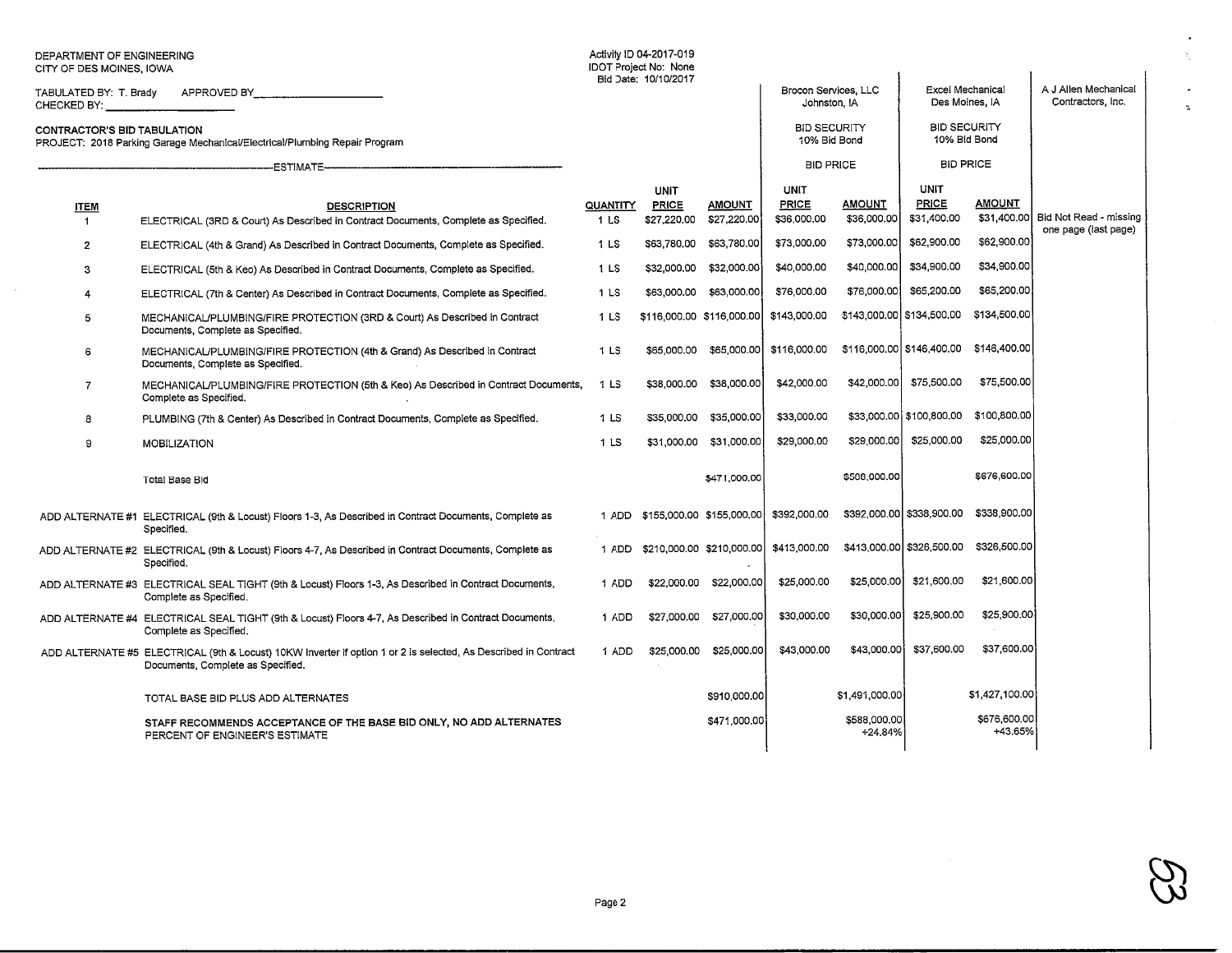DEPARTMENT OF ENGINEERING
CITY OF DES MOINES, IOWA

Activity ID 04-2017-019
IDOT Project No: None
Bid Date: 10/10/2017

TABULATED BY: T. Brady APPROVED BY____________________
CHECKED BY: ____________________

**CONTRACTOR'S BID TABULATION**
PROJECT: 2018 Parking Garage Mechanical/Electrical/Plumbing Repair Program

| | | | ESTIMATE | | Brocon Services, LLC Johnston, IA | | Excel Mechanical Des Moines, IA | | A J Allen Mechanical Contractors, Inc. |
|---|---|---|---|---|---|---|---|---|---|
| | | | | | BID SECURITY 10% Bid Bond | | BID SECURITY 10% Bid Bond | | |
| | | | | | BID PRICE | | BID PRICE | | |
| **ITEM** | **DESCRIPTION** | **QUANTITY** | **UNIT PRICE** | **AMOUNT** | **UNIT PRICE** | **AMOUNT** | **UNIT PRICE** | **AMOUNT** | |
| 1 | ELECTRICAL (3RD & Court) As Described in Contract Documents, Complete as Specified. | 1 LS | $27,220.00 | $27,220.00 | $36,000.00 | $36,000.00 | $31,400.00 | $31,400.00 | Bid Not Read - missing one page (last page) |
| 2 | ELECTRICAL (4th & Grand) As Described in Contract Documents, Complete as Specified. | 1 LS | $63,780.00 | $63,780.00 | $73,000.00 | $73,000.00 | $62,900.00 | $62,900.00 | |
| 3 | ELECTRICAL (5th & Keo) As Described in Contract Documents, Complete as Specified. | 1 LS | $32,000.00 | $32,000.00 | $40,000.00 | $40,000.00 | $34,900.00 | $34,900.00 | |
| 4 | ELECTRICAL (7th & Center) As Described in Contract Documents, Complete as Specified. | 1 LS | $63,000.00 | $63,000.00 | $76,000.00 | $76,000.00 | $65,200.00 | $65,200.00 | |
| 5 | MECHANICAL/PLUMBING/FIRE PROTECTION (3RD & Court) As Described in Contract Documents, Complete as Specified. | 1 LS | $116,000.00 | $116,000.00 | $143,000.00 | $143,000.00 | $134,500.00 | $134,500.00 | |
| 6 | MECHANICAL/PLUMBING/FIRE PROTECTION (4th & Grand) As Described in Contract Documents, Complete as Specified. | 1 LS | $65,000.00 | $65,000.00 | $116,000.00 | $116,000.00 | $146,400.00 | $146,400.00 | |
| 7 | MECHANICAL/PLUMBING/FIRE PROTECTION (5th & Keo) As Described in Contract Documents, Complete as Specified. | 1 LS | $38,000.00 | $38,000.00 | $42,000.00 | $42,000.00 | $75,500.00 | $75,500.00 | |
| 8 | PLUMBING (7th & Center) As Described in Contract Documents, Complete as Specified. | 1 LS | $35,000.00 | $35,000.00 | $33,000.00 | $33,000.00 | $100,800.00 | $100,800.00 | |
| 9 | MOBILIZATION | 1 LS | $31,000.00 | $31,000.00 | $29,000.00 | $29,000.00 | $25,000.00 | $25,000.00 | |
| | Total Base Bid | | | $471,000.00 | | $588,000.00 | | $676,600.00 | |
| ADD ALTERNATE #1 | ELECTRICAL (9th & Locust) Floors 1-3, As Described in Contract Documents, Complete as Specified. | 1 ADD | $155,000.00 | $155,000.00 | $392,000.00 | $392,000.00 | $338,900.00 | $338,900.00 | |
| ADD ALTERNATE #2 | ELECTRICAL (9th & Locust) Floors 4-7, As Described in Contract Documents, Complete as Specified. | 1 ADD | $210,000.00 | $210,000.00 | $413,000.00 | $413,000.00 | $326,500.00 | $326,500.00 | |
| ADD ALTERNATE #3 | ELECTRICAL SEAL TIGHT (9th & Locust) Floors 1-3, As Described in Contract Documents, Complete as Specified. | 1 ADD | $22,000.00 | $22,000.00 | $25,000.00 | $25,000.00 | $21,600.00 | $21,600.00 | |
| ADD ALTERNATE #4 | ELECTRICAL SEAL TIGHT (9th & Locust) Floors 4-7, As Described in Contract Documents, Complete as Specified. | 1 ADD | $27,000.00 | $27,000.00 | $30,000.00 | $30,000.00 | $25,900.00 | $25,900.00 | |
| ADD ALTERNATE #5 | ELECTRICAL (9th & Locust) 10KW Inverter if option 1 or 2 is selected, As Described in Contract Documents, Complete as Specified. | 1 ADD | $25,000.00 | $25,000.00 | $43,000.00 | $43,000.00 | $37,600.00 | $37,600.00 | |
| | TOTAL BASE BID PLUS ADD ALTERNATES | | | $910,000.00 | | $1,491,000.00 | | $1,427,100.00 | |
| | STAFF RECOMMENDS ACCEPTANCE OF THE BASE BID ONLY, NO ADD ALTERNATES | | | $471,000.00 | | $588,000.00 | | $676,600.00 | |
| | PERCENT OF ENGINEER'S ESTIMATE | | | | | +24.84% | | +43.65% | |